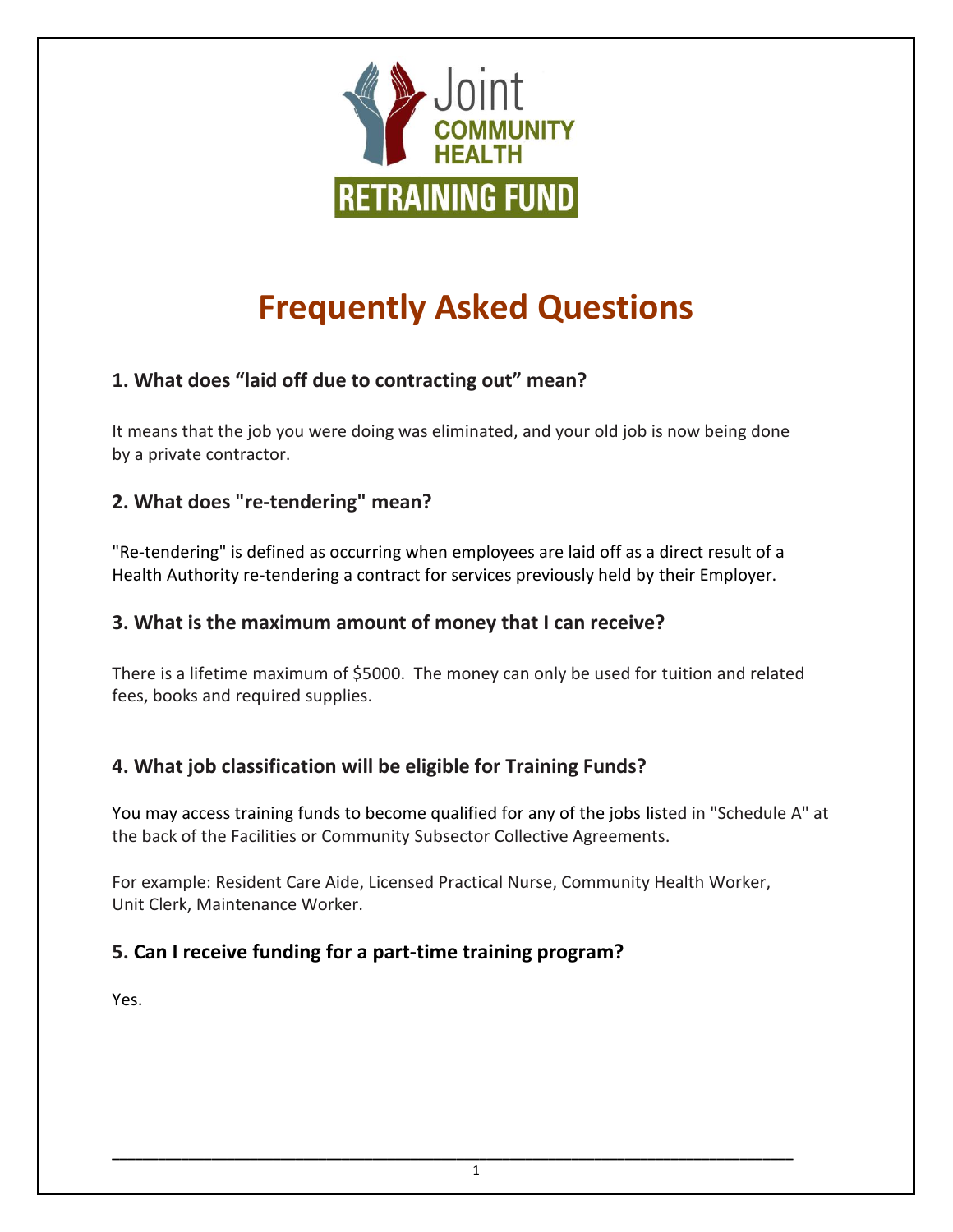Joint COMMUNITY HEALTH RETRAINING FUND

# Frequently Asked Questions

### 1. What does “laid off due to contracting out” mean?

It means that the job you were doing was eliminated, and your old job is now being done by a private contractor.

### 2. What does "re-tendering" mean?

"Re-tendering" is defined as occurring when employees are laid off as a direct result of a Health Authority re-tendering a contract for services previously held by their Employer.

### 3. What is the maximum amount of money that I can receive?

There is a lifetime maximum of $5000. The money can only be used for tuition and related fees, books and required supplies.

### 4. What job classification will be eligible for Training Funds?

You may access training funds to become qualified for any of the jobs listed in "Schedule A" at the back of the Facilities or Community Subsector Collective Agreements.

For example: Resident Care Aide, Licensed Practical Nurse, Community Health Worker, Unit Clerk, Maintenance Worker.

### 5. Can I receive funding for a part-time training program?

Yes.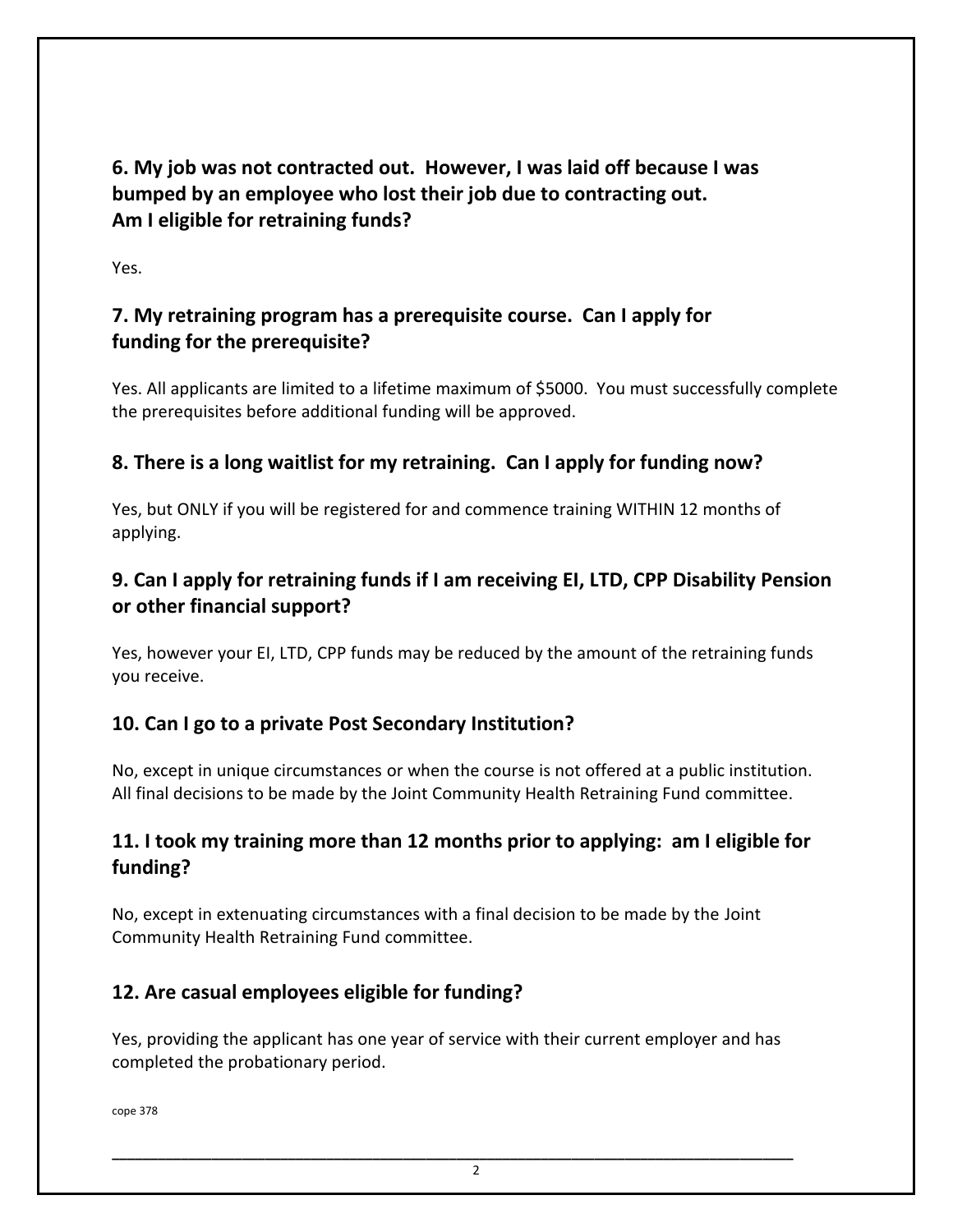**6. My job was not contracted out. However, I was laid off because I was bumped by an employee who lost their job due to contracting out. Am I eligible for retraining funds?**

Yes.

## 7. My retraining program has a prerequisite course. Can I apply for funding for the prerequisite?

Yes. All applicants are limited to a lifetime maximum of $5000. You must successfully complete the prerequisites before additional funding will be approved.

## 8. There is a long waitlist for my retraining. Can I apply for funding now?

Yes, but ONLY if you will be registered for and commence training WITHIN 12 months of applying.

## 9. Can I apply for retraining funds if I am receiving EI, LTD, CPP Disability Pension or other financial support?

Yes, however your EI, LTD, CPP funds may be reduced by the amount of the retraining funds you receive.

## 10. Can I go to a private Post Secondary Institution?

No, except in unique circumstances or when the course is not offered at a public institution. All final decisions to be made by the Joint Community Health Retraining Fund committee.

## 11. I took my training more than 12 months prior to applying: am I eligible for funding?

No, except in extenuating circumstances with a final decision to be made by the Joint Community Health Retraining Fund committee.

## 12. Are casual employees eligible for funding?

Yes, providing the applicant has one year of service with their current employer and has completed the probationary period.

cope 378